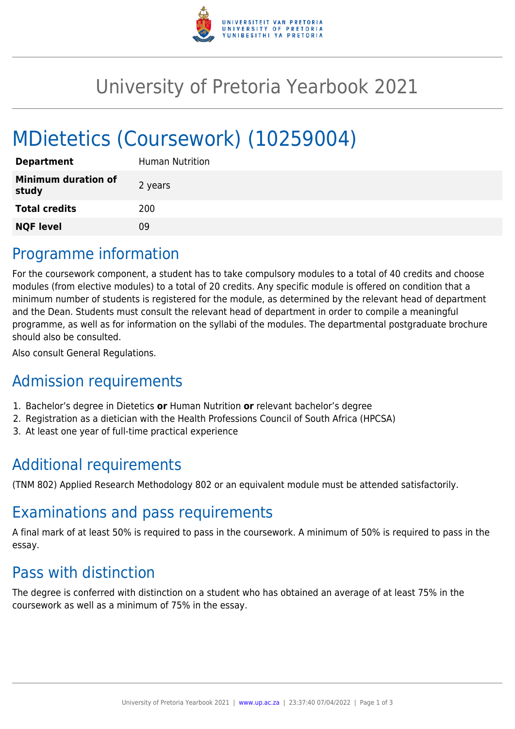# University of Pretoria Yearbook 2021

# MDietetics (Coursework) (10259004)

| | |
|---|---|
| **Department** | Human Nutrition |
| **Minimum duration of study** | 2 years |
| **Total credits** | 200 |
| **NQF level** | 09 |

## Programme information

For the coursework component, a student has to take compulsory modules to a total of 40 credits and choose modules (from elective modules) to a total of 20 credits. Any specific module is offered on condition that a minimum number of students is registered for the module, as determined by the relevant head of department and the Dean. Students must consult the relevant head of department in order to compile a meaningful programme, as well as for information on the syllabi of the modules. The departmental postgraduate brochure should also be consulted.

Also consult General Regulations.

## Admission requirements

1. Bachelor's degree in Dietetics **or** Human Nutrition **or** relevant bachelor's degree
2. Registration as a dietician with the Health Professions Council of South Africa (HPCSA)
3. At least one year of full-time practical experience

## Additional requirements

(TNM 802) Applied Research Methodology 802 or an equivalent module must be attended satisfactorily.

## Examinations and pass requirements

A final mark of at least 50% is required to pass in the coursework. A minimum of 50% is required to pass in the essay.

## Pass with distinction

The degree is conferred with distinction on a student who has obtained an average of at least 75% in the coursework as well as a minimum of 75% in the essay.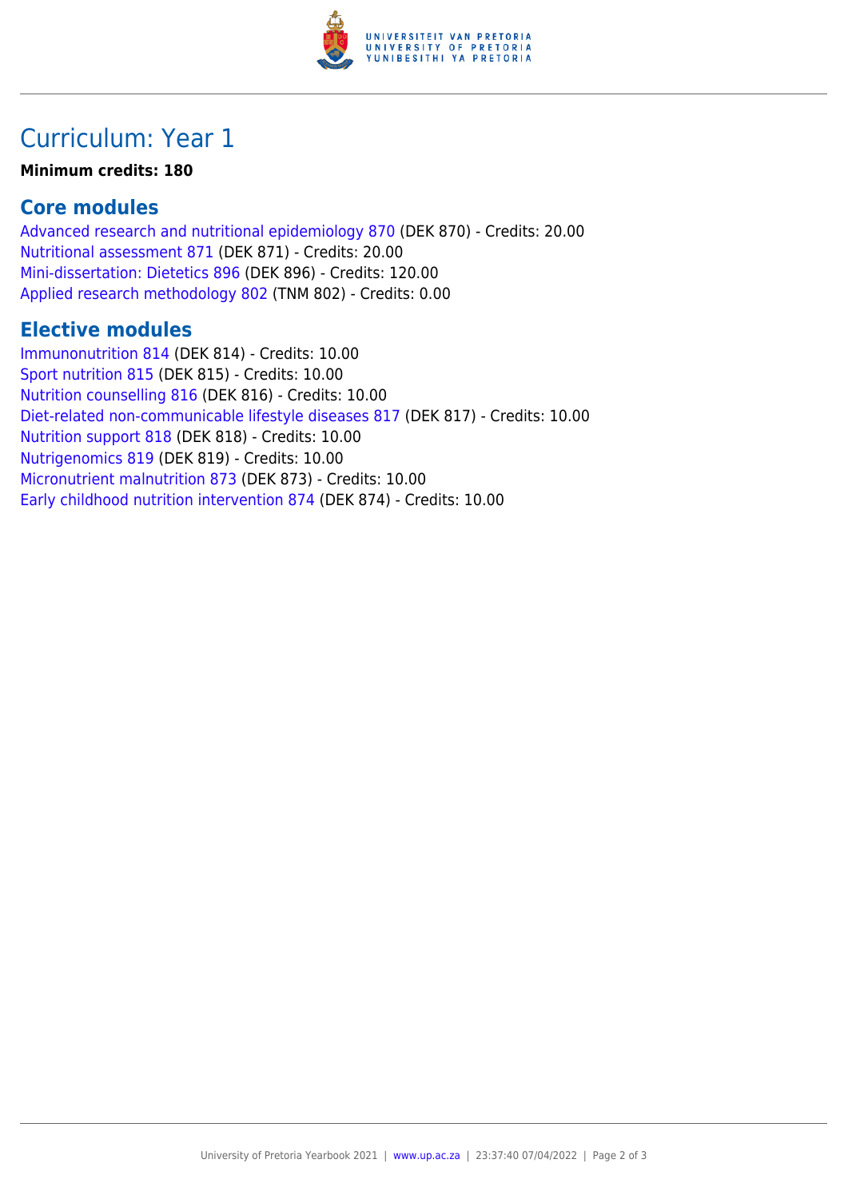# Curriculum: Year 1

**Minimum credits: 180**

## Core modules

Advanced research and nutritional epidemiology 870 (DEK 870) - Credits: 20.00
Nutritional assessment 871 (DEK 871) - Credits: 20.00
Mini-dissertation: Dietetics 896 (DEK 896) - Credits: 120.00
Applied research methodology 802 (TNM 802) - Credits: 0.00

## Elective modules

Immunonutrition 814 (DEK 814) - Credits: 10.00
Sport nutrition 815 (DEK 815) - Credits: 10.00
Nutrition counselling 816 (DEK 816) - Credits: 10.00
Diet-related non-communicable lifestyle diseases 817 (DEK 817) - Credits: 10.00
Nutrition support 818 (DEK 818) - Credits: 10.00
Nutrigenomics 819 (DEK 819) - Credits: 10.00
Micronutrient malnutrition 873 (DEK 873) - Credits: 10.00
Early childhood nutrition intervention 874 (DEK 874) - Credits: 10.00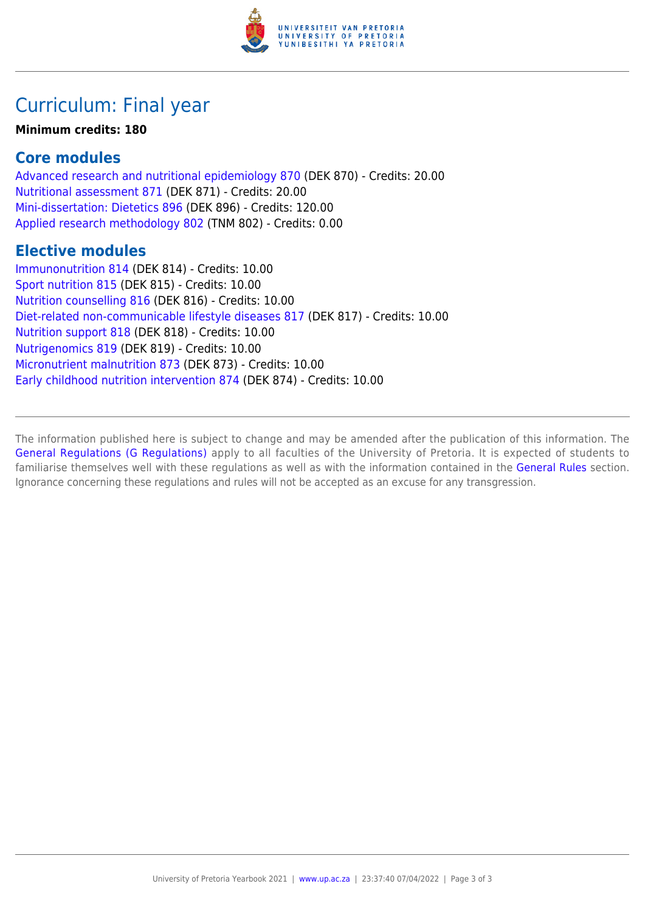## Curriculum: Final year

**Minimum credits: 180**

### Core modules

Advanced research and nutritional epidemiology 870 (DEK 870) - Credits: 20.00
Nutritional assessment 871 (DEK 871) - Credits: 20.00
Mini-dissertation: Dietetics 896 (DEK 896) - Credits: 120.00
Applied research methodology 802 (TNM 802) - Credits: 0.00

### Elective modules

Immunonutrition 814 (DEK 814) - Credits: 10.00
Sport nutrition 815 (DEK 815) - Credits: 10.00
Nutrition counselling 816 (DEK 816) - Credits: 10.00
Diet-related non-communicable lifestyle diseases 817 (DEK 817) - Credits: 10.00
Nutrition support 818 (DEK 818) - Credits: 10.00
Nutrigenomics 819 (DEK 819) - Credits: 10.00
Micronutrient malnutrition 873 (DEK 873) - Credits: 10.00
Early childhood nutrition intervention 874 (DEK 874) - Credits: 10.00

The information published here is subject to change and may be amended after the publication of this information. The General Regulations (G Regulations) apply to all faculties of the University of Pretoria. It is expected of students to familiarise themselves well with these regulations as well as with the information contained in the General Rules section. Ignorance concerning these regulations and rules will not be accepted as an excuse for any transgression.